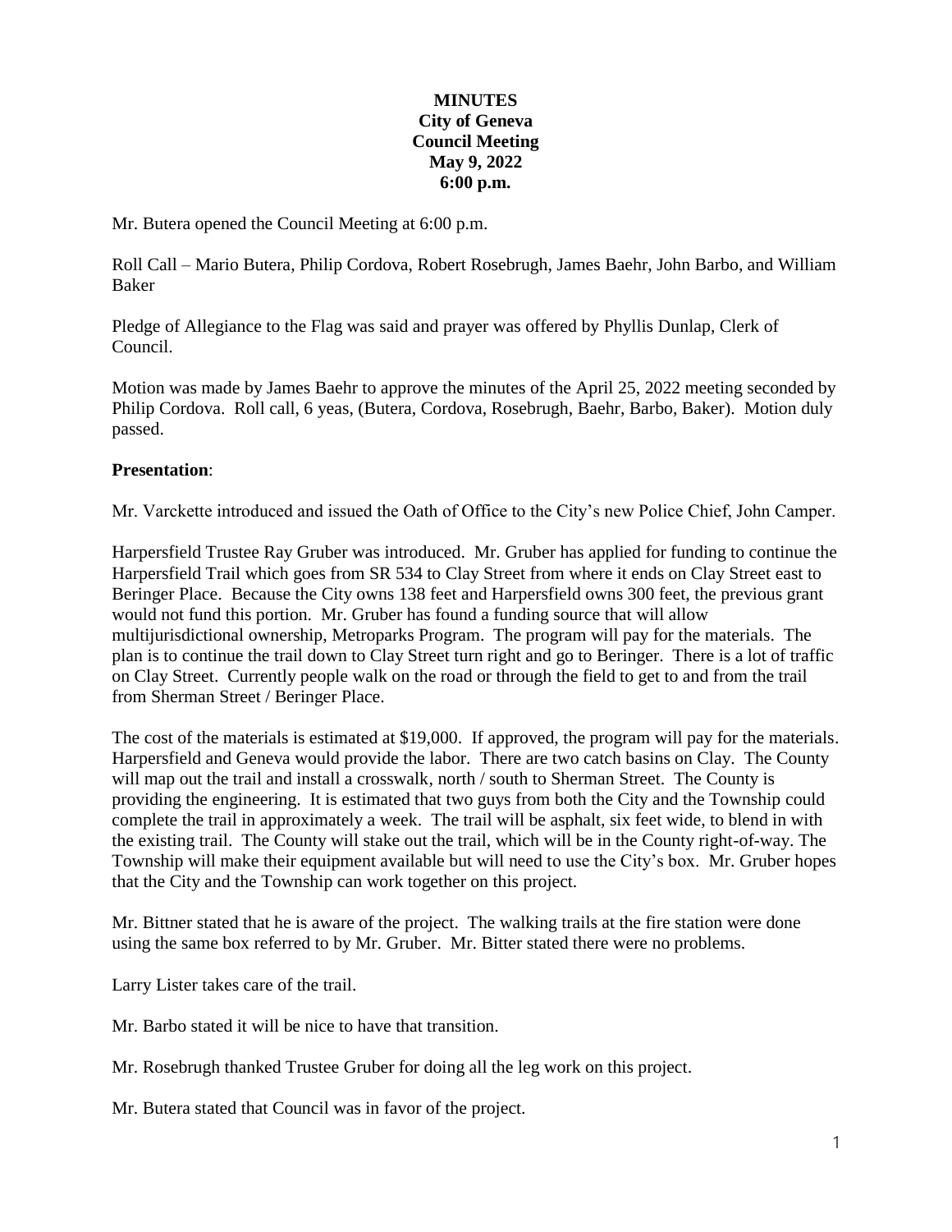**MINUTES**
**City of Geneva**
**Council Meeting**
**May 9, 2022**
**6:00 p.m.**

Mr. Butera opened the Council Meeting at 6:00 p.m.

Roll Call – Mario Butera, Philip Cordova, Robert Rosebrugh, James Baehr, John Barbo, and William Baker

Pledge of Allegiance to the Flag was said and prayer was offered by Phyllis Dunlap, Clerk of Council.

Motion was made by James Baehr to approve the minutes of the April 25, 2022 meeting seconded by Philip Cordova. Roll call, 6 yeas, (Butera, Cordova, Rosebrugh, Baehr, Barbo, Baker). Motion duly passed.

**Presentation**:

Mr. Varckette introduced and issued the Oath of Office to the City's new Police Chief, John Camper.

Harpersfield Trustee Ray Gruber was introduced. Mr. Gruber has applied for funding to continue the Harpersfield Trail which goes from SR 534 to Clay Street from where it ends on Clay Street east to Beringer Place. Because the City owns 138 feet and Harpersfield owns 300 feet, the previous grant would not fund this portion. Mr. Gruber has found a funding source that will allow multijurisdictional ownership, Metroparks Program. The program will pay for the materials. The plan is to continue the trail down to Clay Street turn right and go to Beringer. There is a lot of traffic on Clay Street. Currently people walk on the road or through the field to get to and from the trail from Sherman Street / Beringer Place.

The cost of the materials is estimated at $19,000. If approved, the program will pay for the materials. Harpersfield and Geneva would provide the labor. There are two catch basins on Clay. The County will map out the trail and install a crosswalk, north / south to Sherman Street. The County is providing the engineering. It is estimated that two guys from both the City and the Township could complete the trail in approximately a week. The trail will be asphalt, six feet wide, to blend in with the existing trail. The County will stake out the trail, which will be in the County right-of-way. The Township will make their equipment available but will need to use the City's box. Mr. Gruber hopes that the City and the Township can work together on this project.

Mr. Bittner stated that he is aware of the project. The walking trails at the fire station were done using the same box referred to by Mr. Gruber. Mr. Bitter stated there were no problems.

Larry Lister takes care of the trail.

Mr. Barbo stated it will be nice to have that transition.

Mr. Rosebrugh thanked Trustee Gruber for doing all the leg work on this project.

Mr. Butera stated that Council was in favor of the project.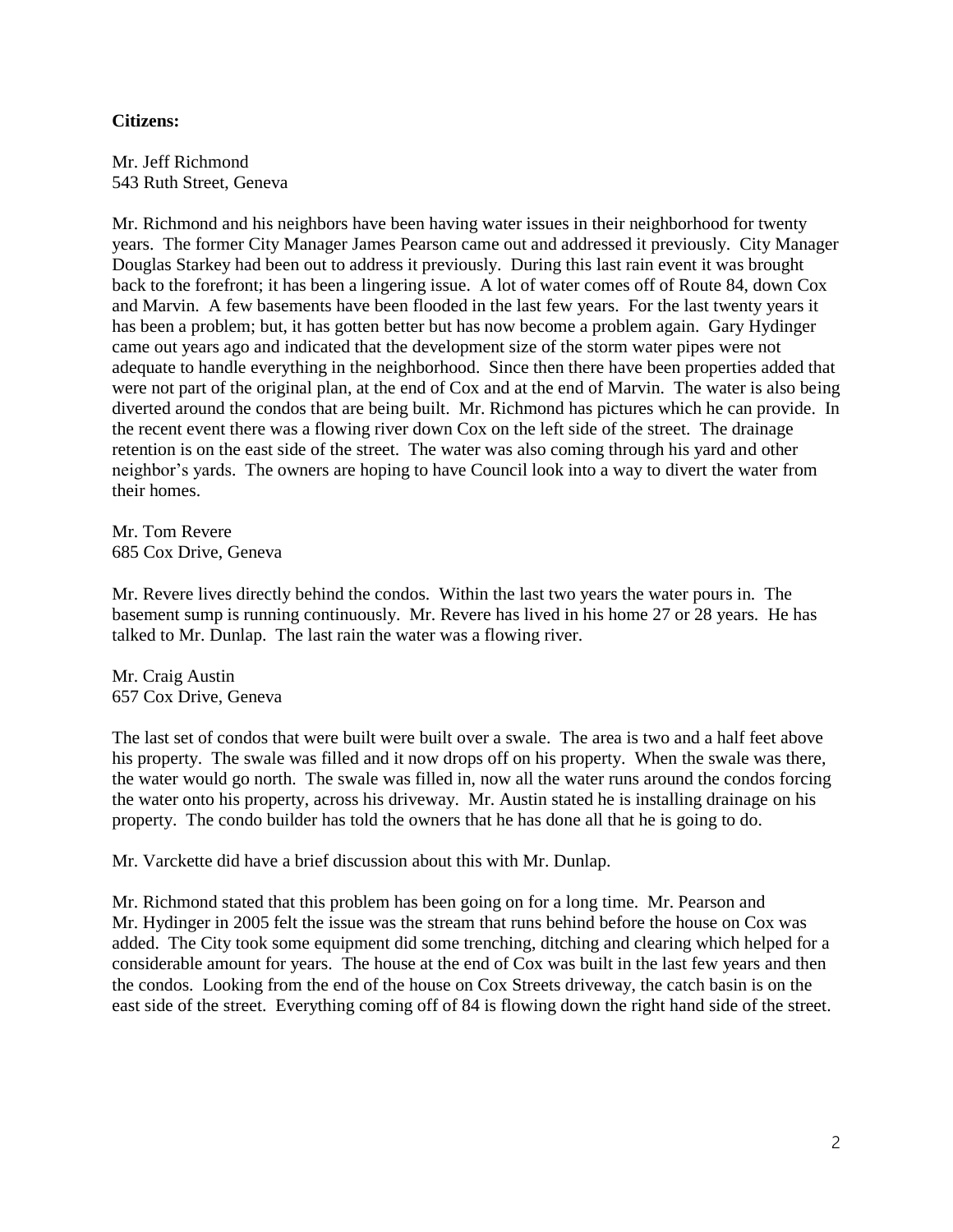**Citizens:**

Mr. Jeff Richmond
543 Ruth Street, Geneva

Mr. Richmond and his neighbors have been having water issues in their neighborhood for twenty years. The former City Manager James Pearson came out and addressed it previously. City Manager Douglas Starkey had been out to address it previously. During this last rain event it was brought back to the forefront; it has been a lingering issue. A lot of water comes off of Route 84, down Cox and Marvin. A few basements have been flooded in the last few years. For the last twenty years it has been a problem; but, it has gotten better but has now become a problem again. Gary Hydinger came out years ago and indicated that the development size of the storm water pipes were not adequate to handle everything in the neighborhood. Since then there have been properties added that were not part of the original plan, at the end of Cox and at the end of Marvin. The water is also being diverted around the condos that are being built. Mr. Richmond has pictures which he can provide. In the recent event there was a flowing river down Cox on the left side of the street. The drainage retention is on the east side of the street. The water was also coming through his yard and other neighbor's yards. The owners are hoping to have Council look into a way to divert the water from their homes.

Mr. Tom Revere
685 Cox Drive, Geneva

Mr. Revere lives directly behind the condos. Within the last two years the water pours in. The basement sump is running continuously. Mr. Revere has lived in his home 27 or 28 years. He has talked to Mr. Dunlap. The last rain the water was a flowing river.

Mr. Craig Austin
657 Cox Drive, Geneva

The last set of condos that were built were built over a swale. The area is two and a half feet above his property. The swale was filled and it now drops off on his property. When the swale was there, the water would go north. The swale was filled in, now all the water runs around the condos forcing the water onto his property, across his driveway. Mr. Austin stated he is installing drainage on his property. The condo builder has told the owners that he has done all that he is going to do.

Mr. Varckette did have a brief discussion about this with Mr. Dunlap.

Mr. Richmond stated that this problem has been going on for a long time. Mr. Pearson and Mr. Hydinger in 2005 felt the issue was the stream that runs behind before the house on Cox was added. The City took some equipment did some trenching, ditching and clearing which helped for a considerable amount for years. The house at the end of Cox was built in the last few years and then the condos. Looking from the end of the house on Cox Streets driveway, the catch basin is on the east side of the street. Everything coming off of 84 is flowing down the right hand side of the street.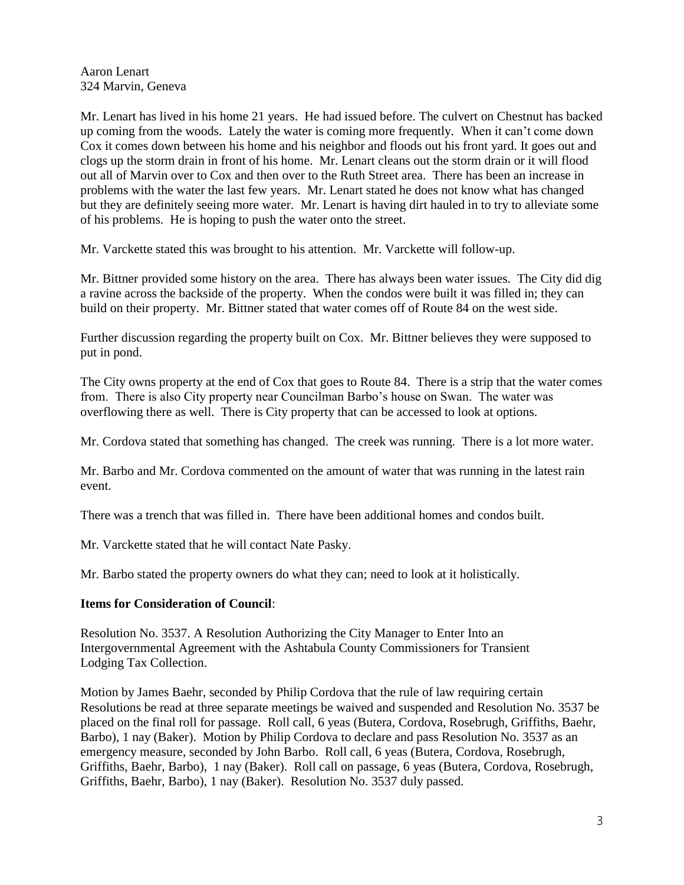Aaron Lenart
324 Marvin, Geneva

Mr. Lenart has lived in his home 21 years. He had issued before. The culvert on Chestnut has backed up coming from the woods. Lately the water is coming more frequently. When it can't come down Cox it comes down between his home and his neighbor and floods out his front yard. It goes out and clogs up the storm drain in front of his home. Mr. Lenart cleans out the storm drain or it will flood out all of Marvin over to Cox and then over to the Ruth Street area. There has been an increase in problems with the water the last few years. Mr. Lenart stated he does not know what has changed but they are definitely seeing more water. Mr. Lenart is having dirt hauled in to try to alleviate some of his problems. He is hoping to push the water onto the street.

Mr. Varckette stated this was brought to his attention. Mr. Varckette will follow-up.

Mr. Bittner provided some history on the area. There has always been water issues. The City did dig a ravine across the backside of the property. When the condos were built it was filled in; they can build on their property. Mr. Bittner stated that water comes off of Route 84 on the west side.

Further discussion regarding the property built on Cox. Mr. Bittner believes they were supposed to put in pond.

The City owns property at the end of Cox that goes to Route 84. There is a strip that the water comes from. There is also City property near Councilman Barbo's house on Swan. The water was overflowing there as well. There is City property that can be accessed to look at options.

Mr. Cordova stated that something has changed. The creek was running. There is a lot more water.

Mr. Barbo and Mr. Cordova commented on the amount of water that was running in the latest rain event.

There was a trench that was filled in. There have been additional homes and condos built.

Mr. Varckette stated that he will contact Nate Pasky.

Mr. Barbo stated the property owners do what they can; need to look at it holistically.

**Items for Consideration of Council**:

Resolution No. 3537. A Resolution Authorizing the City Manager to Enter Into an Intergovernmental Agreement with the Ashtabula County Commissioners for Transient Lodging Tax Collection.

Motion by James Baehr, seconded by Philip Cordova that the rule of law requiring certain Resolutions be read at three separate meetings be waived and suspended and Resolution No. 3537 be placed on the final roll for passage. Roll call, 6 yeas (Butera, Cordova, Rosebrugh, Griffiths, Baehr, Barbo), 1 nay (Baker). Motion by Philip Cordova to declare and pass Resolution No. 3537 as an emergency measure, seconded by John Barbo. Roll call, 6 yeas (Butera, Cordova, Rosebrugh, Griffiths, Baehr, Barbo), 1 nay (Baker). Roll call on passage, 6 yeas (Butera, Cordova, Rosebrugh, Griffiths, Baehr, Barbo), 1 nay (Baker). Resolution No. 3537 duly passed.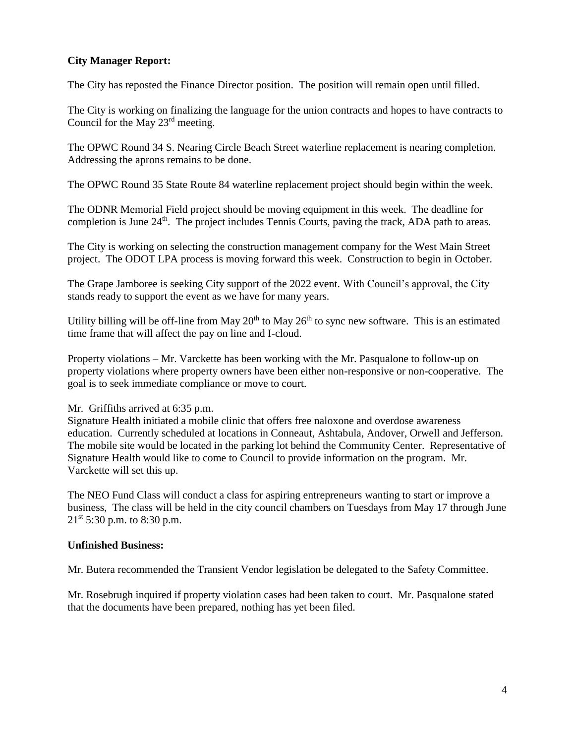**City Manager Report:**

The City has reposted the Finance Director position. The position will remain open until filled.

The City is working on finalizing the language for the union contracts and hopes to have contracts to Council for the May 23rd meeting.

The OPWC Round 34 S. Nearing Circle Beach Street waterline replacement is nearing completion. Addressing the aprons remains to be done.

The OPWC Round 35 State Route 84 waterline replacement project should begin within the week.

The ODNR Memorial Field project should be moving equipment in this week. The deadline for completion is June 24th. The project includes Tennis Courts, paving the track, ADA path to areas.

The City is working on selecting the construction management company for the West Main Street project. The ODOT LPA process is moving forward this week. Construction to begin in October.

The Grape Jamboree is seeking City support of the 2022 event. With Council's approval, the City stands ready to support the event as we have for many years.

Utility billing will be off-line from May 20th to May 26th to sync new software. This is an estimated time frame that will affect the pay on line and I-cloud.

Property violations – Mr. Varckette has been working with the Mr. Pasqualone to follow-up on property violations where property owners have been either non-responsive or non-cooperative. The goal is to seek immediate compliance or move to court.

Mr. Griffiths arrived at 6:35 p.m.

Signature Health initiated a mobile clinic that offers free naloxone and overdose awareness education. Currently scheduled at locations in Conneaut, Ashtabula, Andover, Orwell and Jefferson. The mobile site would be located in the parking lot behind the Community Center. Representative of Signature Health would like to come to Council to provide information on the program. Mr. Varckette will set this up.

The NEO Fund Class will conduct a class for aspiring entrepreneurs wanting to start or improve a business, The class will be held in the city council chambers on Tuesdays from May 17 through June 21st 5:30 p.m. to 8:30 p.m.

**Unfinished Business:**

Mr. Butera recommended the Transient Vendor legislation be delegated to the Safety Committee.

Mr. Rosebrugh inquired if property violation cases had been taken to court. Mr. Pasqualone stated that the documents have been prepared, nothing has yet been filed.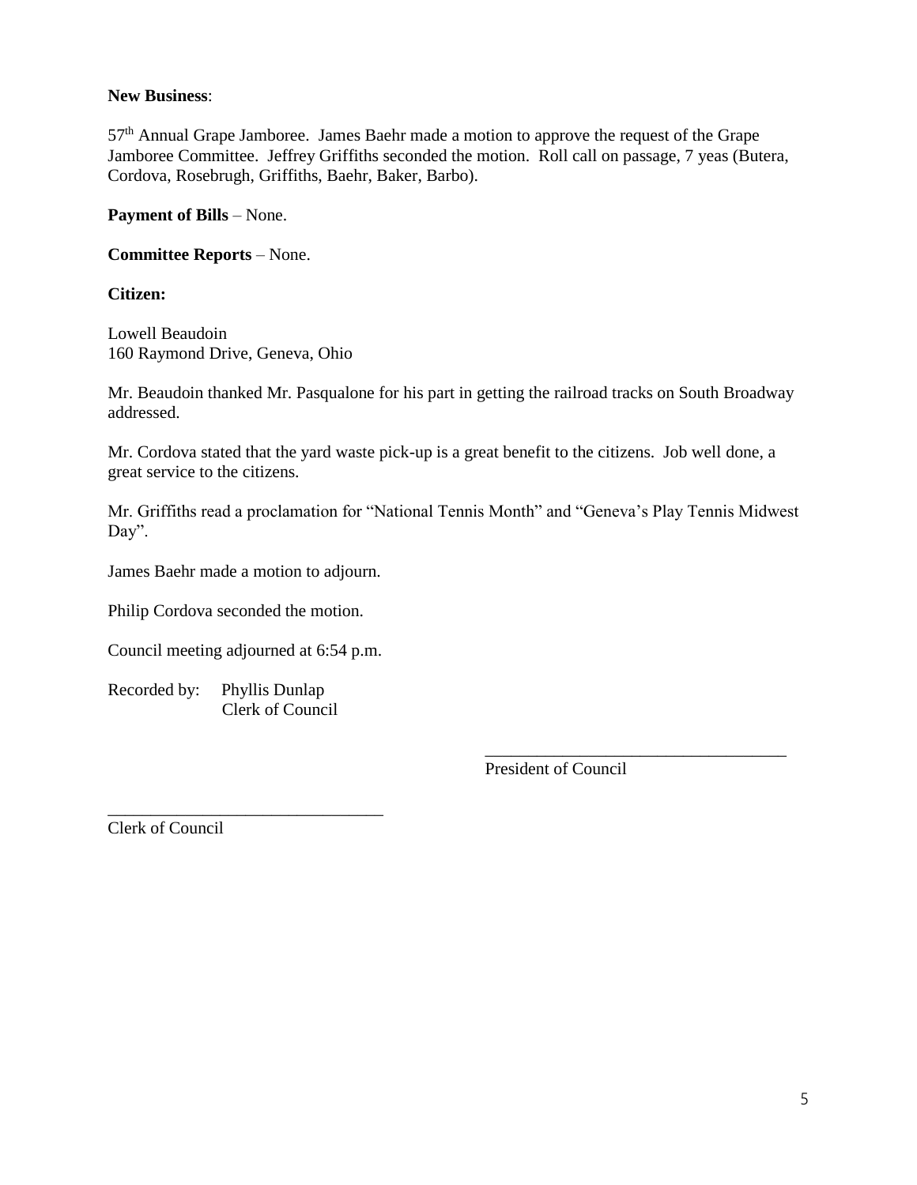**New Business**:

57th Annual Grape Jamboree. James Baehr made a motion to approve the request of the Grape Jamboree Committee. Jeffrey Griffiths seconded the motion. Roll call on passage, 7 yeas (Butera, Cordova, Rosebrugh, Griffiths, Baehr, Baker, Barbo).

**Payment of Bills** – None.

**Committee Reports** – None.

**Citizen:**

Lowell Beaudoin
160 Raymond Drive, Geneva, Ohio

Mr. Beaudoin thanked Mr. Pasqualone for his part in getting the railroad tracks on South Broadway addressed.

Mr. Cordova stated that the yard waste pick-up is a great benefit to the citizens. Job well done, a great service to the citizens.

Mr. Griffiths read a proclamation for "National Tennis Month" and "Geneva's Play Tennis Midwest Day".

James Baehr made a motion to adjourn.

Philip Cordova seconded the motion.

Council meeting adjourned at 6:54 p.m.

Recorded by: Phyllis Dunlap
Clerk of Council

___________________________________
President of Council

________________________________
Clerk of Council